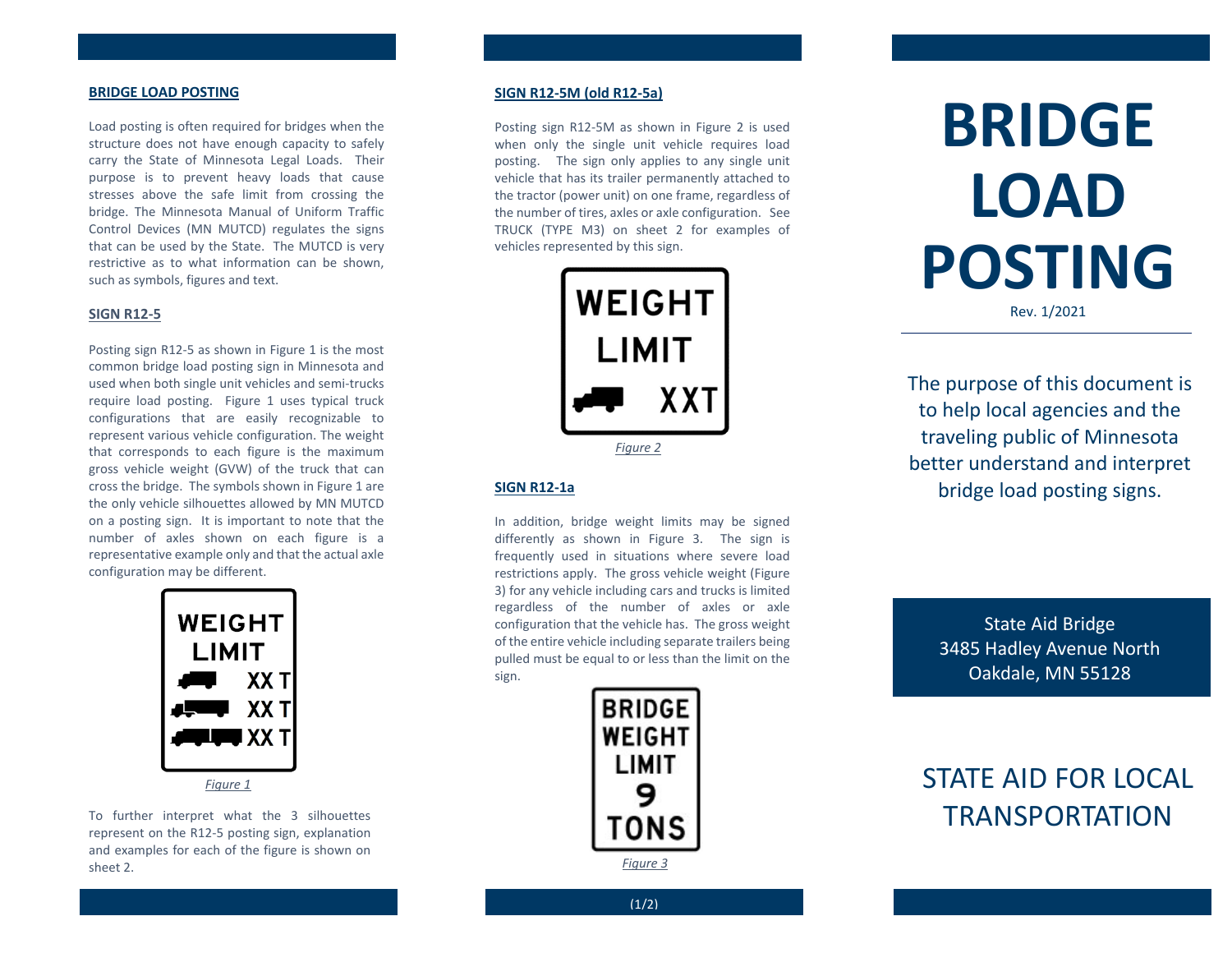# BRIDGE LOAD POSTING

Rev. 1/2021

The purpose of this document is to help local agencies and the traveling public of Minnesota better understand and interpret bridge load posting signs.

State Aid Bridge
3485 Hadley Avenue North
Oakdale, MN 55128

STATE AID FOR LOCAL TRANSPORTATION

## BRIDGE LOAD POSTING

Load posting is often required for bridges when the structure does not have enough capacity to safely carry the State of Minnesota Legal Loads. Their purpose is to prevent heavy loads that cause stresses above the safe limit from crossing the bridge. The Minnesota Manual of Uniform Traffic Control Devices (MN MUTCD) regulates the signs that can be used by the State. The MUTCD is very restrictive as to what information can be shown, such as symbols, figures and text.

## SIGN R12-5

Posting sign R12-5 as shown in Figure 1 is the most common bridge load posting sign in Minnesota and used when both single unit vehicles and semi-trucks require load posting. Figure 1 uses typical truck configurations that are easily recognizable to represent various vehicle configuration. The weight that corresponds to each figure is the maximum gross vehicle weight (GVW) of the truck that can cross the bridge. The symbols shown in Figure 1 are the only vehicle silhouettes allowed by MN MUTCD on a posting sign. It is important to note that the number of axles shown on each figure is a representative example only and that the actual axle configuration may be different.

WEIGHT LIMIT
XX T
XX T
XX T

*Figure 1*

To further interpret what the 3 silhouettes represent on the R12-5 posting sign, explanation and examples for each of the figure is shown on sheet 2.

## SIGN R12-5M (old R12-5a)

Posting sign R12-5M as shown in Figure 2 is used when only the single unit vehicle requires load posting. The sign only applies to any single unit vehicle that has its trailer permanently attached to the tractor (power unit) on one frame, regardless of the number of tires, axles or axle configuration. See TRUCK (TYPE M3) on sheet 2 for examples of vehicles represented by this sign.

WEIGHT LIMIT
XXT

*Figure 2*

## SIGN R12-1a

In addition, bridge weight limits may be signed differently as shown in Figure 3. The sign is frequently used in situations where severe load restrictions apply. The gross vehicle weight (Figure 3) for any vehicle including cars and trucks is limited regardless of the number of axles or axle configuration that the vehicle has. The gross weight of the entire vehicle including separate trailers being pulled must be equal to or less than the limit on the sign.

BRIDGE WEIGHT LIMIT
9
TONS

*Figure 3*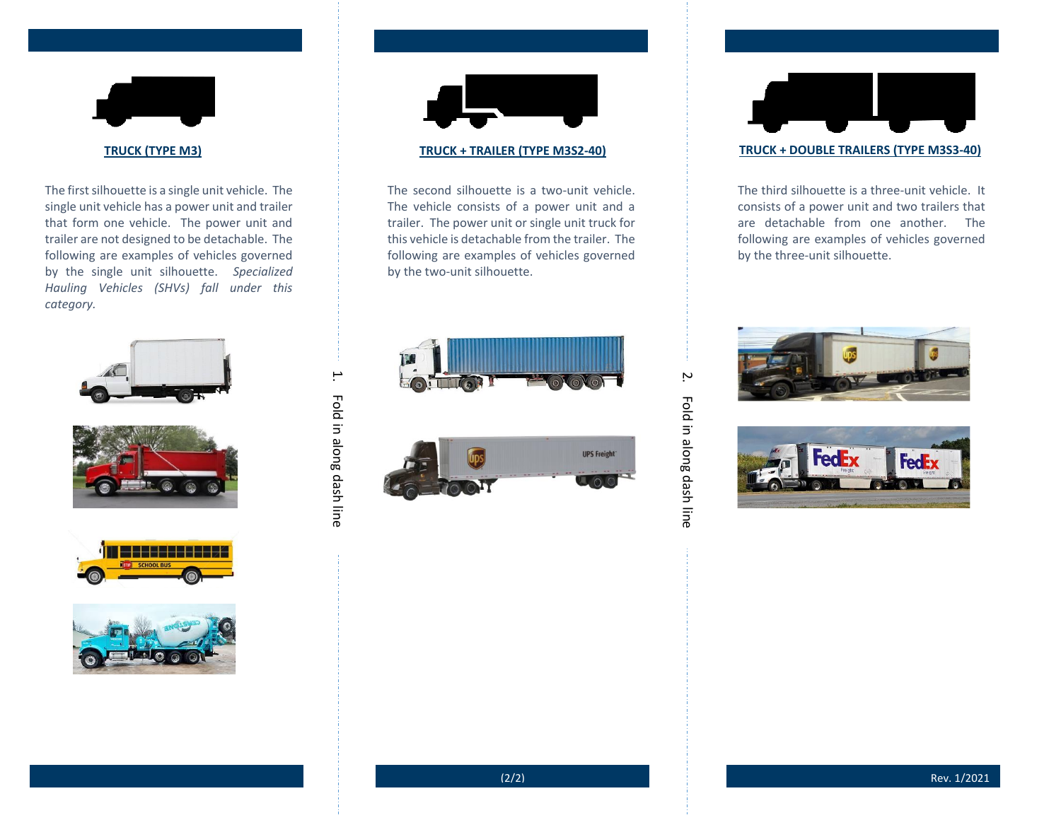## TRUCK (TYPE M3)

The first silhouette is a single unit vehicle. The single unit vehicle has a power unit and trailer that form one vehicle. The power unit and trailer are not designed to be detachable. The following are examples of vehicles governed by the single unit silhouette. *Specialized Hauling Vehicles (SHVs) fall under this category.*

1. Fold in along dash line

## TRUCK + TRAILER (TYPE M3S2-40)

The second silhouette is a two-unit vehicle. The vehicle consists of a power unit and a trailer. The power unit or single unit truck for this vehicle is detachable from the trailer. The following are examples of vehicles governed by the two-unit silhouette.

2. Fold in along dash line

## TRUCK + DOUBLE TRAILERS (TYPE M3S3-40)

The third silhouette is a three-unit vehicle. It consists of a power unit and two trailers that are detachable from one another. The following are examples of vehicles governed by the three-unit silhouette.

Rev. 1/2021